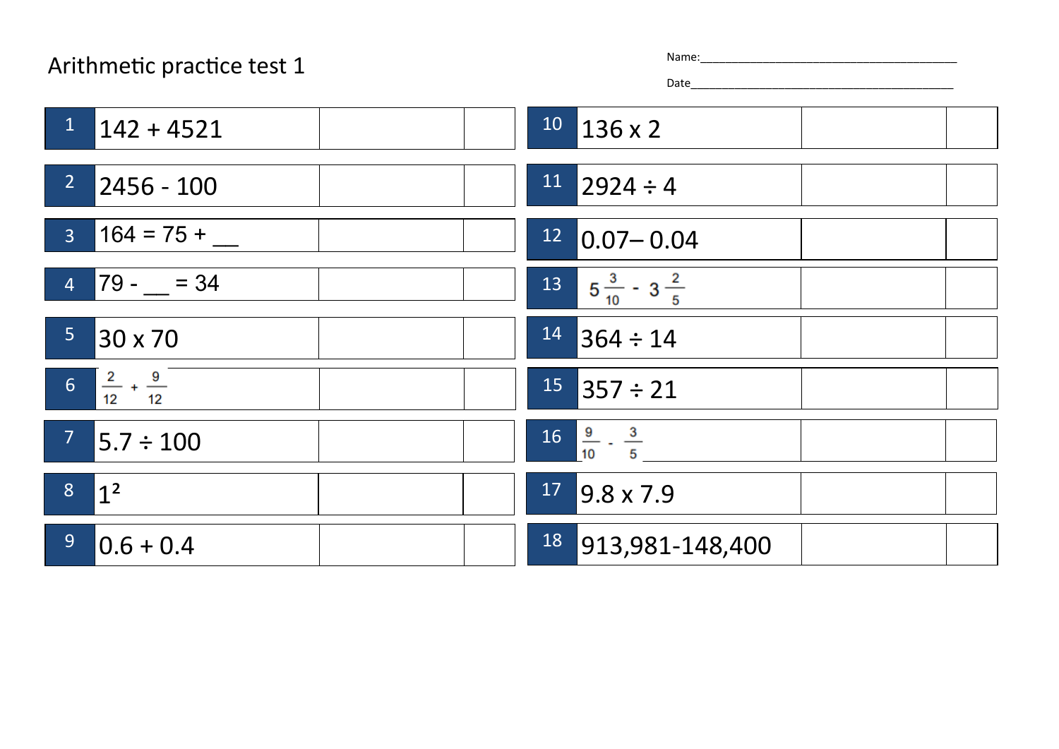Arithmetic practice test 1

Name:\_\_\_\_\_\_\_\_\_\_\_\_\_\_\_\_\_\_\_\_\_\_\_\_\_\_\_\_\_\_\_\_\_\_\_\_\_\_\_\_

Date\_\_\_\_\_\_\_\_\_\_\_\_\_\_\_\_\_\_\_\_\_\_\_\_\_\_\_\_\_\_\_\_\_\_\_\_\_\_\_\_\_\_

| # | Question | | |
|---|---|---|---|
| 1 | 142 + 4521 | | |
| 2 | 2456 - 100 | | |
| 3 | 164 = 75 + __ | | |
| 4 | 79 - __ = 34 | | |
| 5 | 30 x 70 | | |
| 6 | $\frac{2}{12} + \frac{9}{12}$ | | |
| 7 | 5.7 ÷ 100 | | |
| 8 | $1^2$ | | |
| 9 | 0.6 + 0.4 | | |

| # | Question | | |
|---|---|---|---|
| 10 | 136 x 2 | | |
| 11 | 2924 ÷ 4 | | |
| 12 | 0.07– 0.04 | | |
| 13 | $5\frac{3}{10} - 3\frac{2}{5}$ | | |
| 14 | 364 ÷ 14 | | |
| 15 | 357 ÷ 21 | | |
| 16 | $\frac{9}{10} - \frac{3}{5}$ | | |
| 17 | 9.8 x 7.9 | | |
| 18 | 913,981-148,400 | | |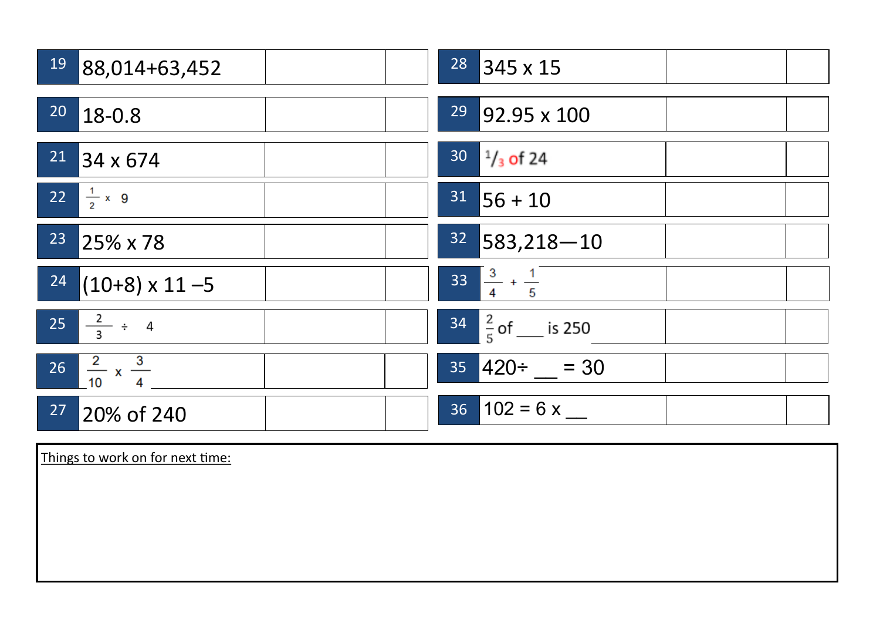| | | | |
|---|---|---|---|
| 19 | 88,014+63,452 | | |
| 20 | 18-0.8 | | |
| 21 | 34 x 674 | | |
| 22 | $\frac{1}{2}$ x 9 | | |
| 23 | 25% x 78 | | |
| 24 | (10+8) x 11 –5 | | |
| 25 | $\frac{2}{3}$ ÷ 4 | | |
| 26 | $\frac{2}{10}$ x $\frac{3}{4}$ | | |
| 27 | 20% of 240 | | |

| | | | |
|---|---|---|---|
| 28 | 345 x 15 | | |
| 29 | 92.95 x 100 | | |
| 30 | $^{1}/_{3}$ of 24 | | |
| 31 | 56 + 10 | | |
| 32 | 583,218—10 | | |
| 33 | $\frac{3}{4}$ + $\frac{1}{5}$ | | |
| 34 | $\frac{2}{5}$ of ___ is 250 | | |
| 35 | 420÷ __ = 30 | | |
| 36 | 102 = 6 x __ | | |

Things to work on for next time: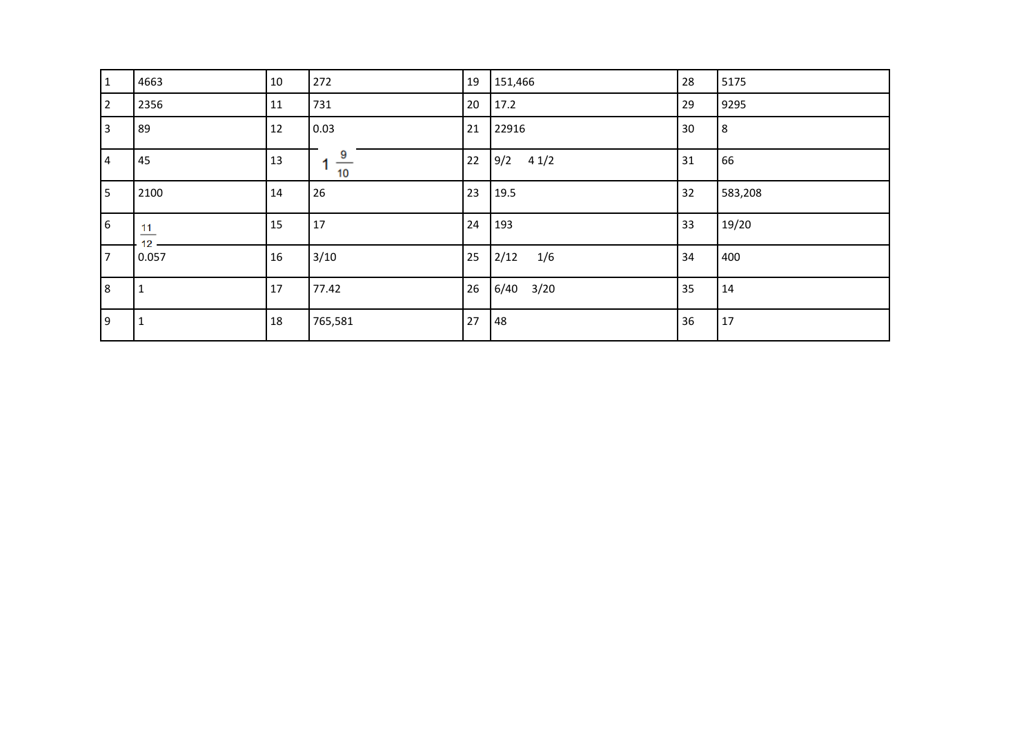| | | | | | | | |
|---|---|---|---|---|---|---|---|
| 1 | 4663 | 10 | 272 | 19 | 151,466 | 28 | 5175 |
| 2 | 2356 | 11 | 731 | 20 | 17.2 | 29 | 9295 |
| 3 | 89 | 12 | 0.03 | 21 | 22916 | 30 | 8 |
| 4 | 45 | 13 | $1\frac{9}{10}$ | 22 | 9/2 4 1/2 | 31 | 66 |
| 5 | 2100 | 14 | 26 | 23 | 19.5 | 32 | 583,208 |
| 6 | $\frac{11}{12}$ | 15 | 17 | 24 | 193 | 33 | 19/20 |
| 7 | 0.057 | 16 | 3/10 | 25 | 2/12 1/6 | 34 | 400 |
| 8 | 1 | 17 | 77.42 | 26 | 6/40 3/20 | 35 | 14 |
| 9 | 1 | 18 | 765,581 | 27 | 48 | 36 | 17 |